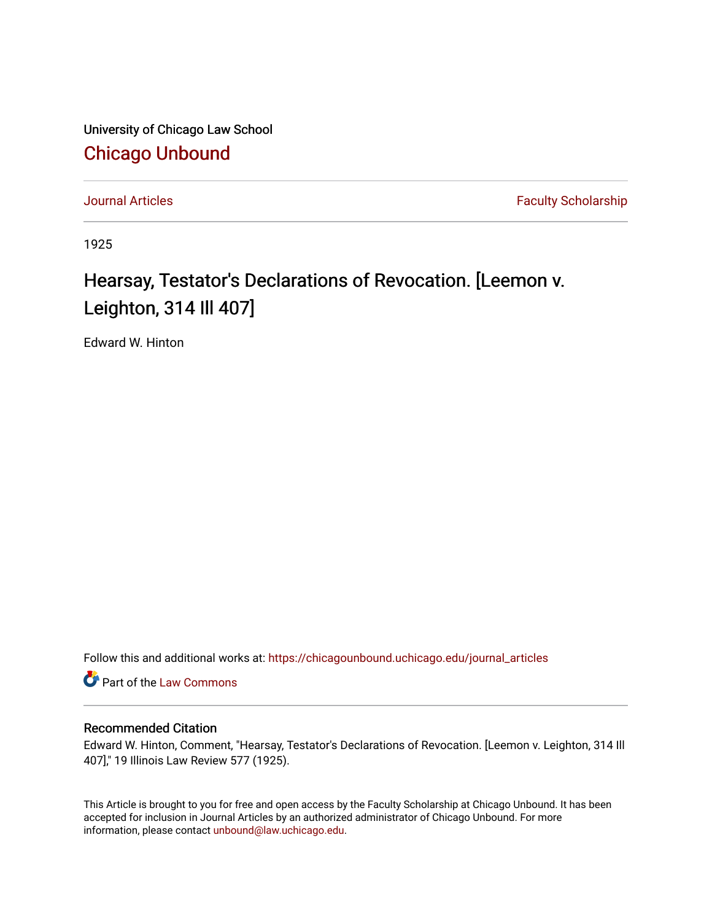University of Chicago Law School

## Chicago Unbound

Journal Articles | Faculty Scholarship

1925

# Hearsay, Testator's Declarations of Revocation. [Leemon v. Leighton, 314 Ill 407]

Edward W. Hinton

Follow this and additional works at: https://chicagounbound.uchicago.edu/journal_articles

Part of the Law Commons

### Recommended Citation

Edward W. Hinton, Comment, "Hearsay, Testator's Declarations of Revocation. [Leemon v. Leighton, 314 Ill 407]," 19 Illinois Law Review 577 (1925).

This Article is brought to you for free and open access by the Faculty Scholarship at Chicago Unbound. It has been accepted for inclusion in Journal Articles by an authorized administrator of Chicago Unbound. For more information, please contact unbound@law.uchicago.edu.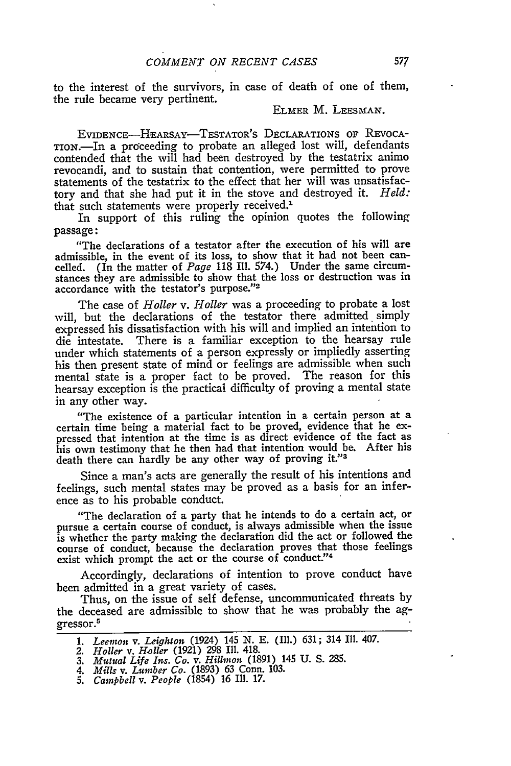to the interest of the survivors, in case of death of one of them, the rule became very pertinent.

ELMER M. LEESMAN.

EVIDENCE—HEARSAY—TESTATOR'S DECLARATIONS OF REVOCATION.—In a proceeding to probate an alleged lost will, defendants contended that the will had been destroyed by the testatrix animo revocandi, and to sustain that contention, were permitted to prove statements of the testatrix to the effect that her will was unsatisfactory and that she had put it in the stove and destroyed it. *Held:* that such statements were properly received.[1]

In support of this ruling the opinion quotes the following passage:

> "The declarations of a testator after the execution of his will are admissible, in the event of its loss, to show that it had not been cancelled. (In the matter of *Page* 118 Ill. 574.) Under the same circumstances they are admissible to show that the loss or destruction was in accordance with the testator's purpose."[2]

The case of *Holler* v. *Holler* was a proceeding to probate a lost will, but the declarations of the testator there admitted simply expressed his dissatisfaction with his will and implied an intention to die intestate. There is a familiar exception to the hearsay rule under which statements of a person expressly or impliedly asserting his then present state of mind or feelings are admissible when such mental state is a proper fact to be proved. The reason for this hearsay exception is the practical difficulty of proving a mental state in any other way.

> "The existence of a particular intention in a certain person at a certain time being a material fact to be proved, evidence that he expressed that intention at the time is as direct evidence of the fact as his own testimony that he then had that intention would be. After his death there can hardly be any other way of proving it."[3]

Since a man's acts are generally the result of his intentions and feelings, such mental states may be proved as a basis for an inference as to his probable conduct.

> "The declaration of a party that he intends to do a certain act, or pursue a certain course of conduct, is always admissible when the issue is whether the party making the declaration did the act or followed the course of conduct, because the declaration proves that those feelings exist which prompt the act or the course of conduct."[4]

Accordingly, declarations of intention to prove conduct have been admitted in a great variety of cases.

Thus, on the issue of self defense, uncommunicated threats by the deceased are admissible to show that he was probably the aggressor.[5]

---

1. *Leemon* v. *Leighton* (1924) 145 N. E. (Ill.) 631; 314 Ill. 407.
2. *Holler* v. *Holler* (1921) 298 Ill. 418.
3. *Mutual Life Ins. Co.* v. *Hillmon* (1891) 145 U. S. 285.
4. *Mills* v. *Lumber Co.* (1893) 63 Conn. 103.
5. *Campbell* v. *People* (1854) 16 Ill. 17.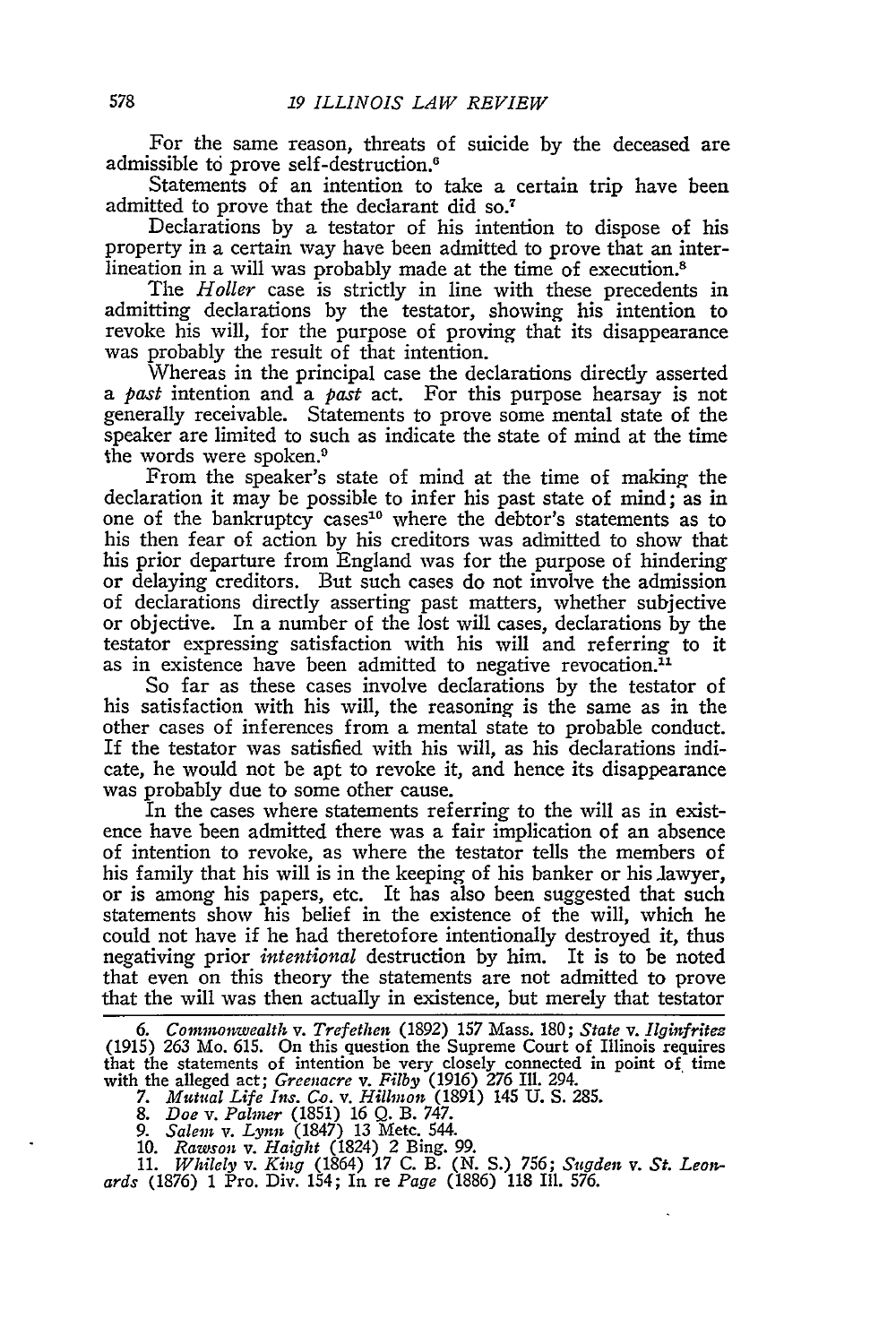For the same reason, threats of suicide by the deceased are admissible to prove self-destruction.[6]

Statements of an intention to take a certain trip have been admitted to prove that the declarant did so.[7]

Declarations by a testator of his intention to dispose of his property in a certain way have been admitted to prove that an interlineation in a will was probably made at the time of execution.[8]

The *Holler* case is strictly in line with these precedents in admitting declarations by the testator, showing his intention to revoke his will, for the purpose of proving that its disappearance was probably the result of that intention.

Whereas in the principal case the declarations directly asserted a *past* intention and a *past* act. For this purpose hearsay is not generally receivable. Statements to prove some mental state of the speaker are limited to such as indicate the state of mind at the time the words were spoken.[9]

From the speaker's state of mind at the time of making the declaration it may be possible to infer his past state of mind; as in one of the bankruptcy cases[10] where the debtor's statements as to his then fear of action by his creditors was admitted to show that his prior departure from England was for the purpose of hindering or delaying creditors. But such cases do not involve the admission of declarations directly asserting past matters, whether subjective or objective. In a number of the lost will cases, declarations by the testator expressing satisfaction with his will and referring to it as in existence have been admitted to negative revocation.[11]

So far as these cases involve declarations by the testator of his satisfaction with his will, the reasoning is the same as in the other cases of inferences from a mental state to probable conduct. If the testator was satisfied with his will, as his declarations indicate, he would not be apt to revoke it, and hence its disappearance was probably due to some other cause.

In the cases where statements referring to the will as in existence have been admitted there was a fair implication of an absence of intention to revoke, as where the testator tells the members of his family that his will is in the keeping of his banker or his lawyer, or is among his papers, etc. It has also been suggested that such statements show his belief in the existence of the will, which he could not have if he had theretofore intentionally destroyed it, thus negativing prior *intentional* destruction by him. It is to be noted that even on this theory the statements are not admitted to prove that the will was then actually in existence, but merely that testator

---

6. *Commonwealth* v. *Trefethen* (1892) 157 Mass. 180; *State* v. *Ilginfritez* (1915) 263 Mo. 615. On this question the Supreme Court of Illinois requires that the statements of intention be very closely connected in point of time with the alleged act; *Greenacre* v. *Filby* (1916) 276 Ill. 294.

7. *Mutual Life Ins. Co.* v. *Hillmon* (1891) 145 U. S. 285.

8. *Doe* v. *Palmer* (1851) 16 Q. B. 747.

9. *Salem* v. *Lynn* (1847) 13 Metc. 544.

10. *Rawson* v. *Haight* (1824) 2 Bing. 99.

11. *Whitely* v. *King* (1864) 17 C. B. (N. S.) 756; *Sugden* v. *St. Leonards* (1876) 1 Pro. Div. 154; In re *Page* (1886) 118 Ill. 576.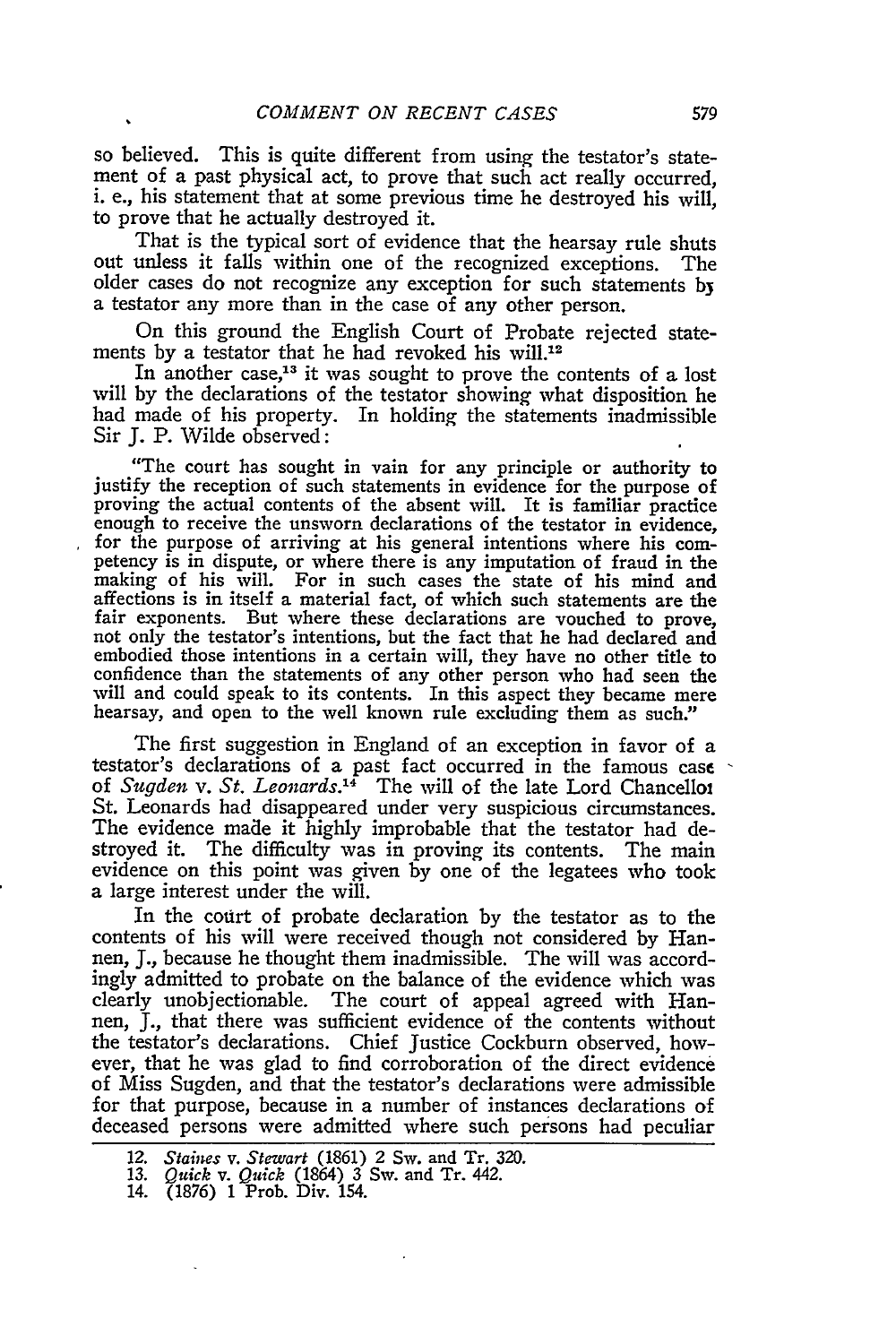so believed. This is quite different from using the testator's statement of a past physical act, to prove that such act really occurred, i. e., his statement that at some previous time he destroyed his will, to prove that he actually destroyed it.

That is the typical sort of evidence that the hearsay rule shuts out unless it falls within one of the recognized exceptions. The older cases do not recognize any exception for such statements by a testator any more than in the case of any other person.

On this ground the English Court of Probate rejected statements by a testator that he had revoked his will.[12]

In another case,[13] it was sought to prove the contents of a lost will by the declarations of the testator showing what disposition he had made of his property. In holding the statements inadmissible Sir J. P. Wilde observed:

> "The court has sought in vain for any principle or authority to justify the reception of such statements in evidence for the purpose of proving the actual contents of the absent will. It is familiar practice enough to receive the unsworn declarations of the testator in evidence, for the purpose of arriving at his general intentions where his competency is in dispute, or where there is any imputation of fraud in the making of his will. For in such cases the state of his mind and affections is in itself a material fact, of which such statements are the fair exponents. But where these declarations are vouched to prove, not only the testator's intentions, but the fact that he had declared and embodied those intentions in a certain will, they have no other title to confidence than the statements of any other person who had seen the will and could speak to its contents. In this aspect they became mere hearsay, and open to the well known rule excluding them as such."

The first suggestion in England of an exception in favor of a testator's declarations of a past fact occurred in the famous case of *Sugden* v. *St. Leonards*.[14] The will of the late Lord Chancellor St. Leonards had disappeared under very suspicious circumstances. The evidence made it highly improbable that the testator had destroyed it. The difficulty was in proving its contents. The main evidence on this point was given by one of the legatees who took a large interest under the will.

In the court of probate declaration by the testator as to the contents of his will were received though not considered by Hannen, J., because he thought them inadmissible. The will was accordingly admitted to probate on the balance of the evidence which was clearly unobjectionable. The court of appeal agreed with Hannen, J., that there was sufficient evidence of the contents without the testator's declarations. Chief Justice Cockburn observed, however, that he was glad to find corroboration of the direct evidence of Miss Sugden, and that the testator's declarations were admissible for that purpose, because in a number of instances declarations of deceased persons were admitted where such persons had peculiar

---

12. *Staines* v. *Stewart* (1861) 2 Sw. and Tr. 320.
13. *Quick* v. *Quick* (1864) 3 Sw. and Tr. 442.
14. (1876) 1 Prob. Div. 154.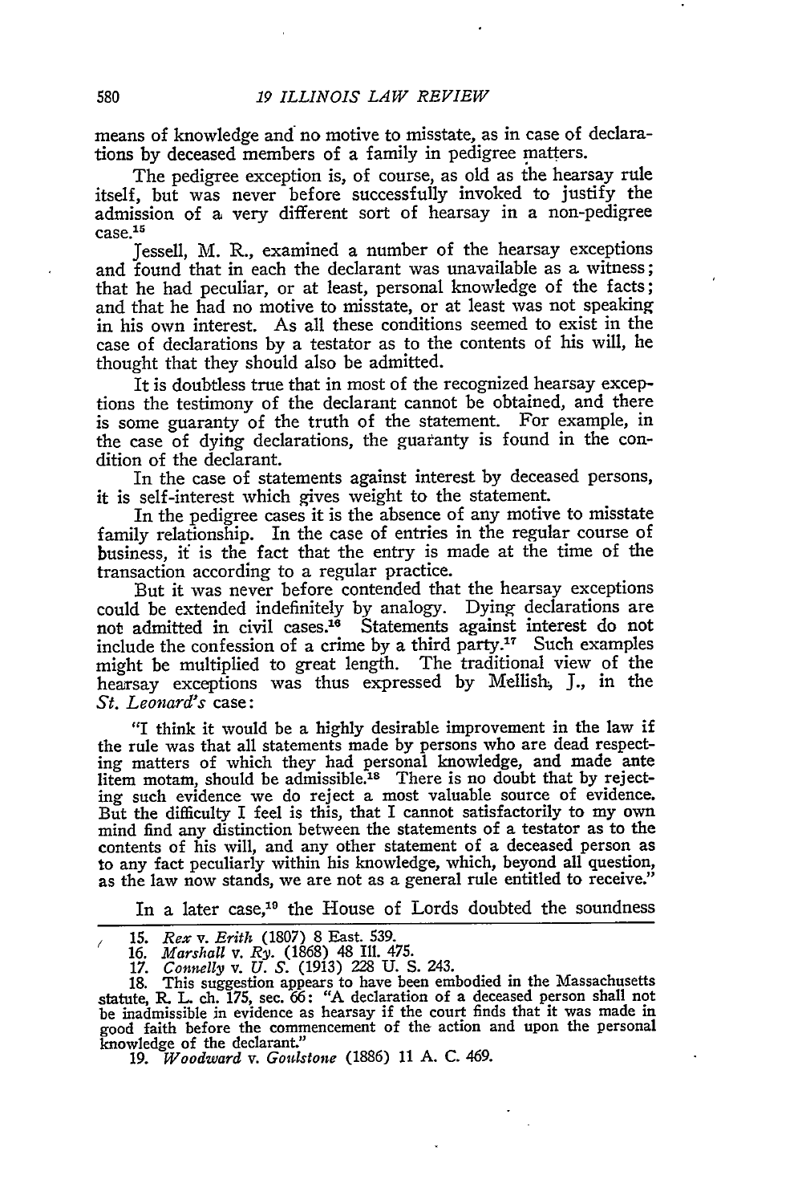means of knowledge and no motive to misstate, as in case of declarations by deceased members of a family in pedigree matters.

The pedigree exception is, of course, as old as the hearsay rule itself, but was never before successfully invoked to justify the admission of a very different sort of hearsay in a non-pedigree case.[15]

Jessell, M. R., examined a number of the hearsay exceptions and found that in each the declarant was unavailable as a witness; that he had peculiar, or at least, personal knowledge of the facts; and that he had no motive to misstate, or at least was not speaking in his own interest. As all these conditions seemed to exist in the case of declarations by a testator as to the contents of his will, he thought that they should also be admitted.

It is doubtless true that in most of the recognized hearsay exceptions the testimony of the declarant cannot be obtained, and there is some guaranty of the truth of the statement. For example, in the case of dying declarations, the guaranty is found in the condition of the declarant.

In the case of statements against interest by deceased persons, it is self-interest which gives weight to the statement.

In the pedigree cases it is the absence of any motive to misstate family relationship. In the case of entries in the regular course of business, it is the fact that the entry is made at the time of the transaction according to a regular practice.

But it was never before contended that the hearsay exceptions could be extended indefinitely by analogy. Dying declarations are not admitted in civil cases.[16] Statements against interest do not include the confession of a crime by a third party.[17] Such examples might be multiplied to great length. The traditional view of the hearsay exceptions was thus expressed by Mellish, J., in the *St. Leonard's* case:

> "I think it would be a highly desirable improvement in the law if the rule was that all statements made by persons who are dead respecting matters of which they had personal knowledge, and made ante litem motam, should be admissible.[18] There is no doubt that by rejecting such evidence we do reject a most valuable source of evidence. But the difficulty I feel is this, that I cannot satisfactorily to my own mind find any distinction between the statements of a testator as to the contents of his will, and any other statement of a deceased person as to any fact peculiarly within his knowledge, which, beyond all question, as the law now stands, we are not as a general rule entitled to receive."

In a later case,[19] the House of Lords doubted the soundness

---

15. *Rex* v. *Erith* (1807) 8 East. 539.
16. *Marshall* v. *Ry.* (1868) 48 Ill. 475.
17. *Connelly* v. *U. S.* (1913) 228 U. S. 243.
18. This suggestion appears to have been embodied in the Massachusetts statute, R. L. ch. 175, sec. 66: "A declaration of a deceased person shall not be inadmissible in evidence as hearsay if the court finds that it was made in good faith before the commencement of the action and upon the personal knowledge of the declarant."
19. *Woodward* v. *Goulstone* (1886) 11 A. C. 469.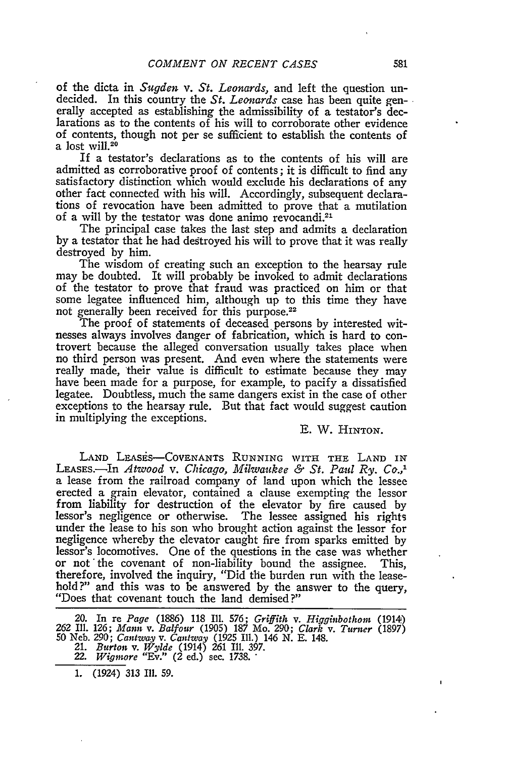of the dicta in *Sugden* v. *St. Leonards,* and left the question undecided. In this country the *St. Leonards* case has been quite generally accepted as establishing the admissibility of a testator's declarations as to the contents of his will to corroborate other evidence of contents, though not per se sufficient to establish the contents of a lost will.[20]

If a testator's declarations as to the contents of his will are admitted as corroborative proof of contents; it is difficult to find any satisfactory distinction which would exclude his declarations of any other fact connected with his will. Accordingly, subsequent declarations of revocation have been admitted to prove that a mutilation of a will by the testator was done animo revocandi.[21]

The principal case takes the last step and admits a declaration by a testator that he had destroyed his will to prove that it was really destroyed by him.

The wisdom of creating such an exception to the hearsay rule may be doubted. It will probably be invoked to admit declarations of the testator to prove that fraud was practiced on him or that some legatee influenced him, although up to this time they have not generally been received for this purpose.[22]

The proof of statements of deceased persons by interested witnesses always involves danger of fabrication, which is hard to controvert because the alleged conversation usually takes place when no third person was present. And even where the statements were really made, their value is difficult to estimate because they may have been made for a purpose, for example, to pacify a dissatisfied legatee. Doubtless, much the same dangers exist in the case of other exceptions to the hearsay rule. But that fact would suggest caution in multiplying the exceptions.

E. W. HINTON.

LAND LEASES—COVENANTS RUNNING WITH THE LAND IN LEASES.—In *Atwood* v. *Chicago, Milwaukee & St. Paul Ry. Co.,*[1] a lease from the railroad company of land upon which the lessee erected a grain elevator, contained a clause exempting the lessor from liability for destruction of the elevator by fire caused by lessor's negligence or otherwise. The lessee assigned his rights under the lease to his son who brought action against the lessor for negligence whereby the elevator caught fire from sparks emitted by lessor's locomotives. One of the questions in the case was whether or not the covenant of non-liability bound the assignee. This, therefore, involved the inquiry, "Did the burden run with the leasehold?" and this was to be answered by the answer to the query, "Does that covenant touch the land demised?"

---

20. In re *Page* (1886) 118 Ill. 576; *Griffith* v. *Higginbothom* (1914) 262 Ill. 126; *Mann* v. *Balfour* (1905) 187 Mo. 290; *Clark* v. *Turner* (1897) 50 Neb. 290; *Cantway* v. *Cantway* (1925 Ill.) 146 N. E. 148.

21. *Burton* v. *Wylde* (1914) 261 Ill. 397.

22. *Wigmore* "Ev." (2 ed.) sec. 1738.

1. (1924) 313 Ill. 59.